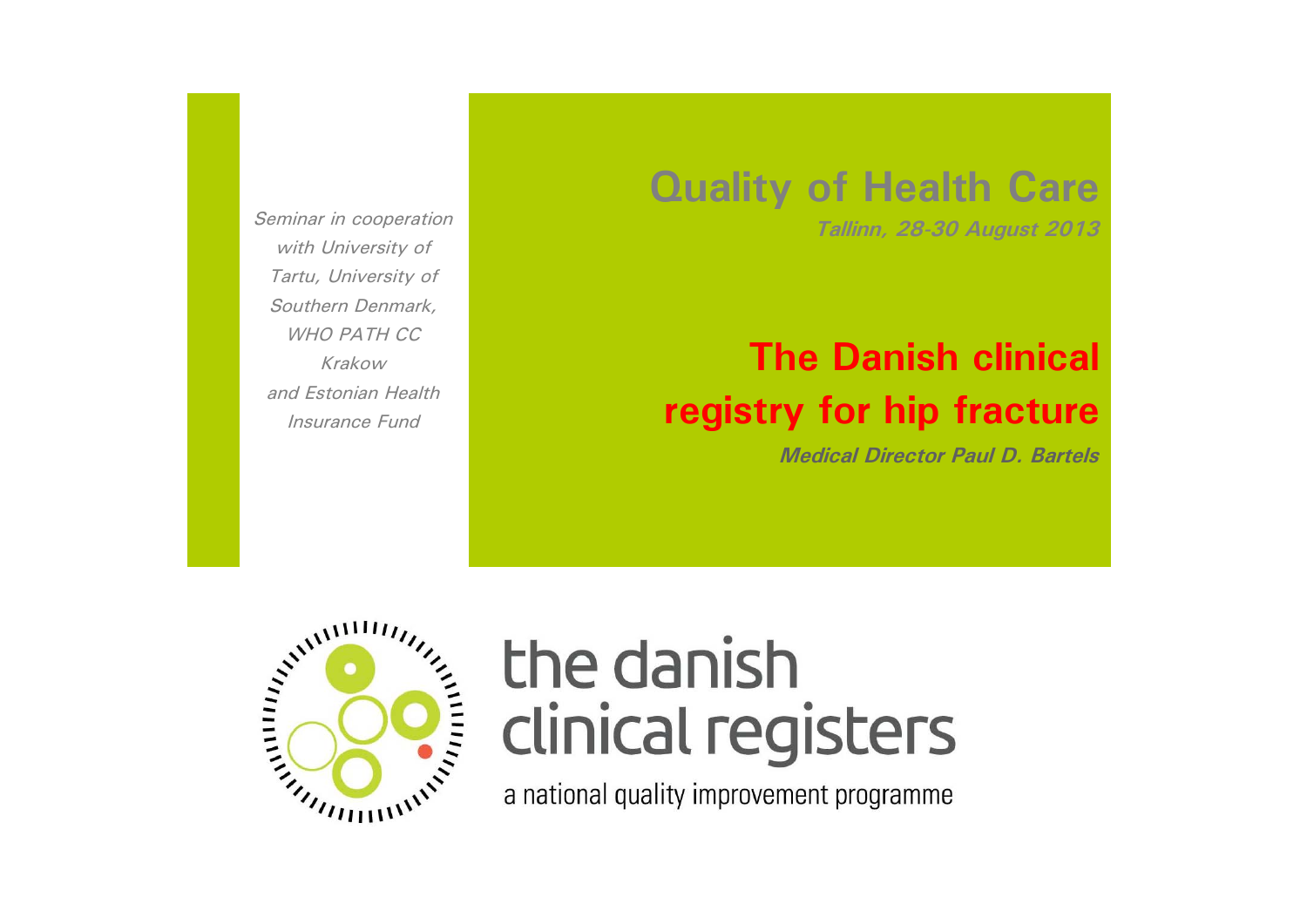*Seminar in cooperation with University of Tartu, University of Southern Denmark, WHO PATH CC Krakow and Estonian Health Insurance Fund*

# Quality of Health Care

***Tallinn, 28-30 August 2013***

# The Danish clinical registry for hip fracture

***Medical Director Paul D. Bartels***

the danish clinical registers

a national quality improvement programme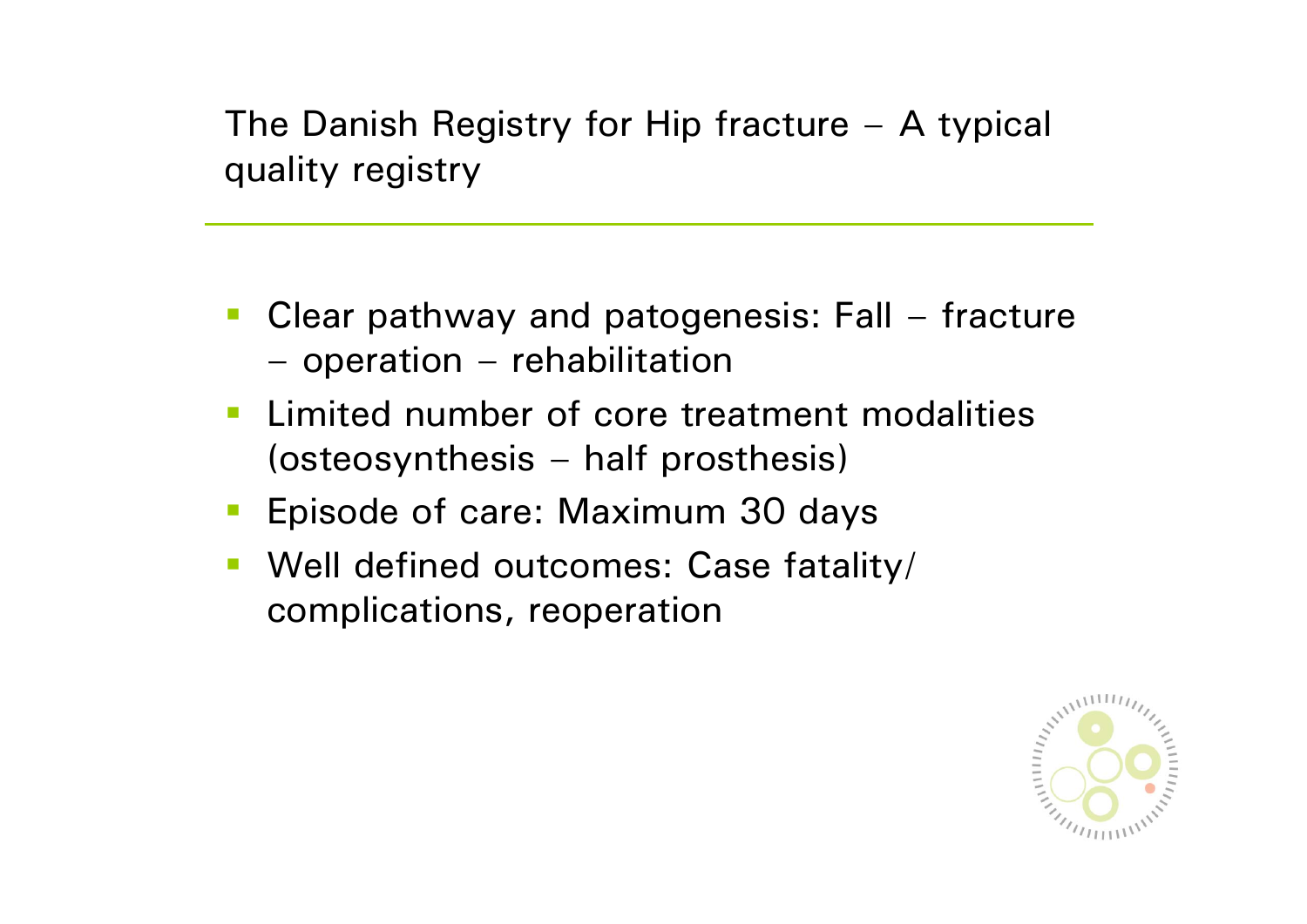## The Danish Registry for Hip fracture – A typical quality registry

- Clear pathway and patogenesis: Fall – fracture – operation – rehabilitation
- Limited number of core treatment modalities (osteosynthesis – half prosthesis)
- Episode of care: Maximum 30 days
- Well defined outcomes: Case fatality/ complications, reoperation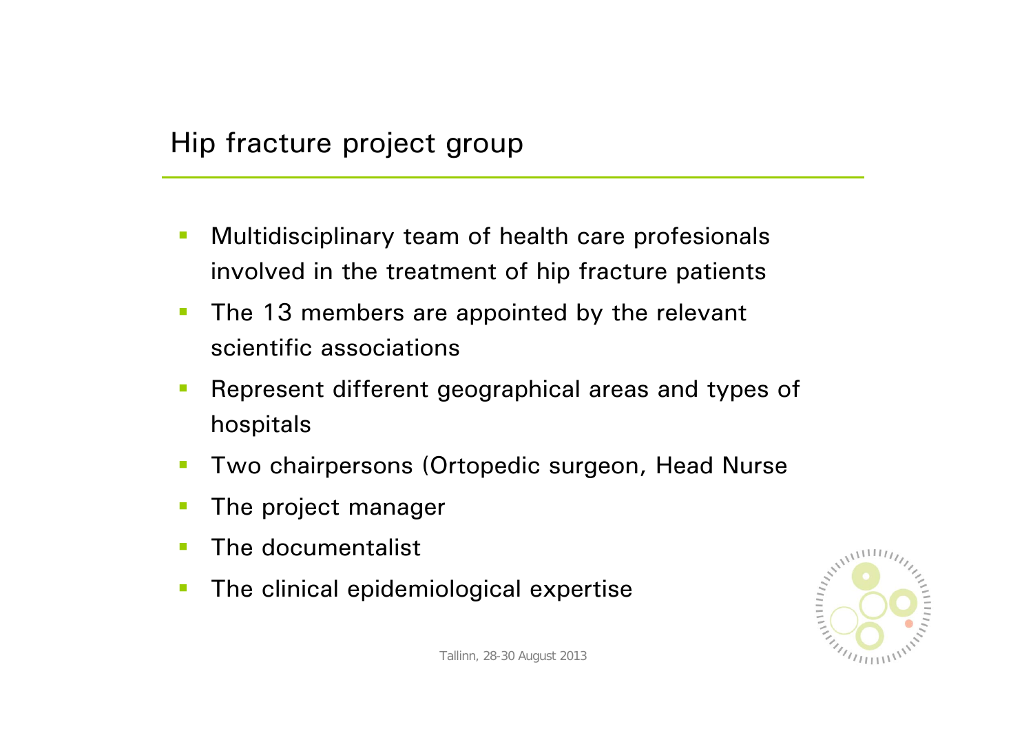## Hip fracture project group

- Multidisciplinary team of health care profesionals involved in the treatment of hip fracture patients
- The 13 members are appointed by the relevant scientific associations
- Represent different geographical areas and types of hospitals
- Two chairpersons (Ortopedic surgeon, Head Nurse
- The project manager
- The documentalist
- The clinical epidemiological expertise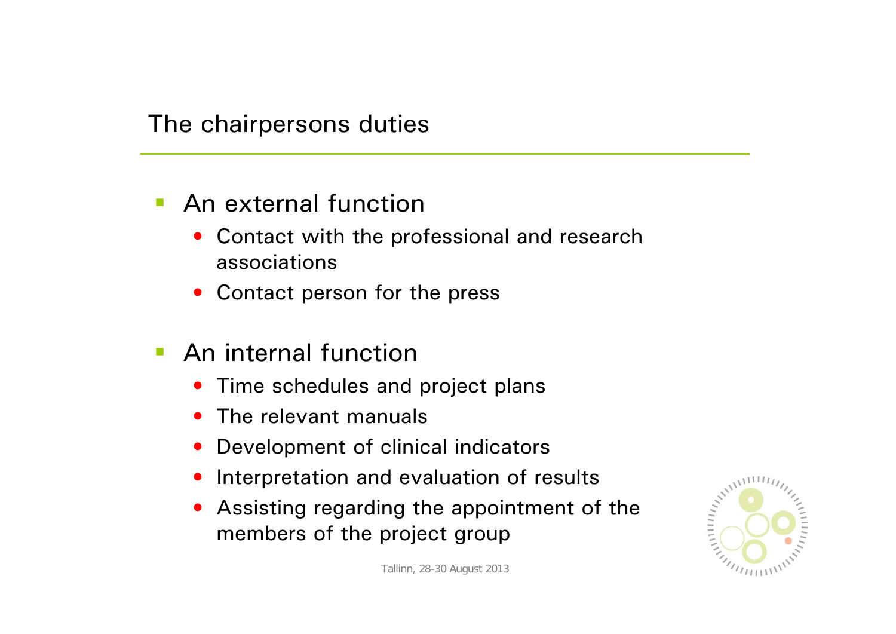# The chairpersons duties

- An external function
  - Contact with the professional and research associations
  - Contact person for the press

- An internal function
  - Time schedules and project plans
  - The relevant manuals
  - Development of clinical indicators
  - Interpretation and evaluation of results
  - Assisting regarding the appointment of the members of the project group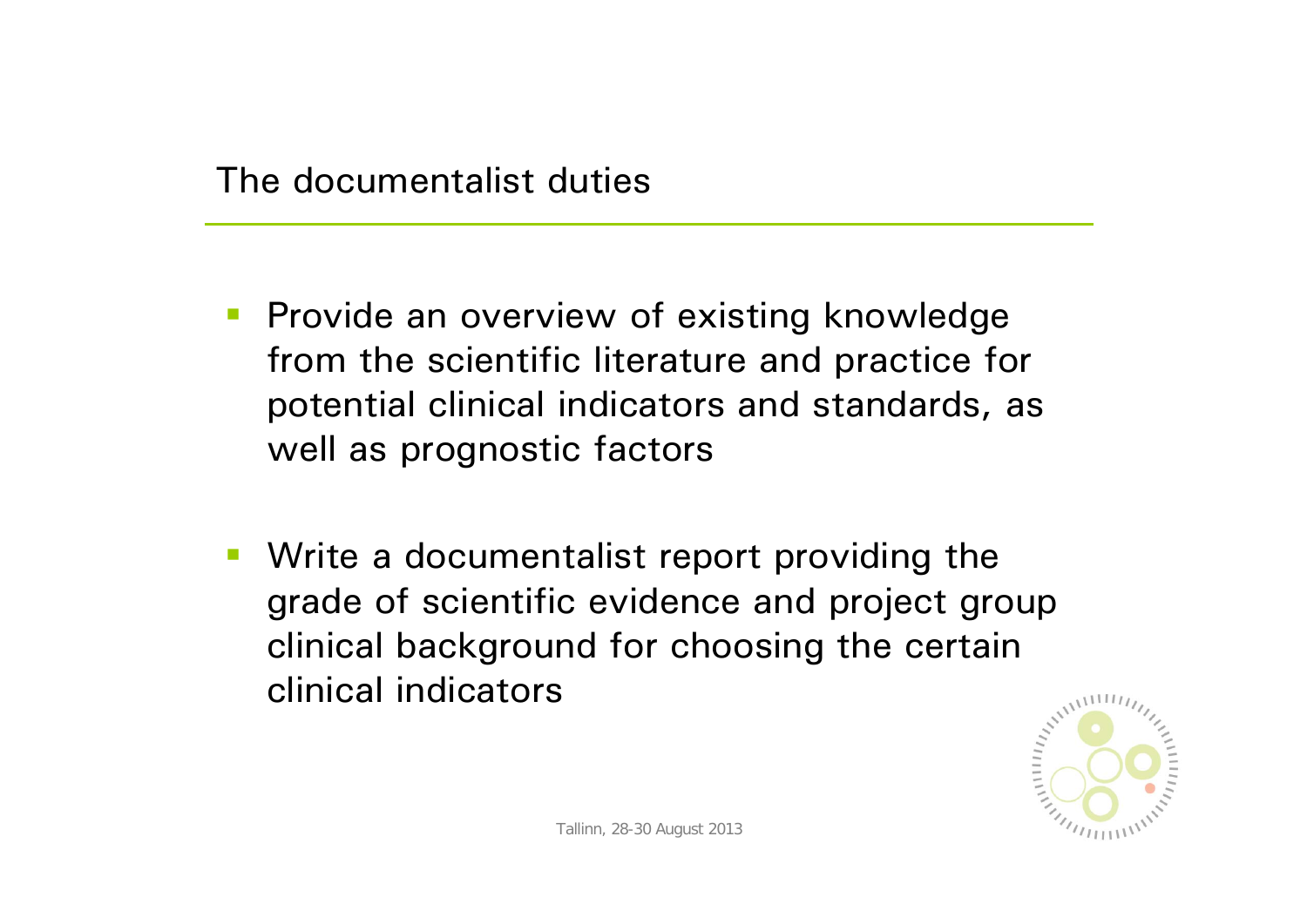## The documentalist duties

- Provide an overview of existing knowledge from the scientific literature and practice for potential clinical indicators and standards, as well as prognostic factors
- Write a documentalist report providing the grade of scientific evidence and project group clinical background for choosing the certain clinical indicators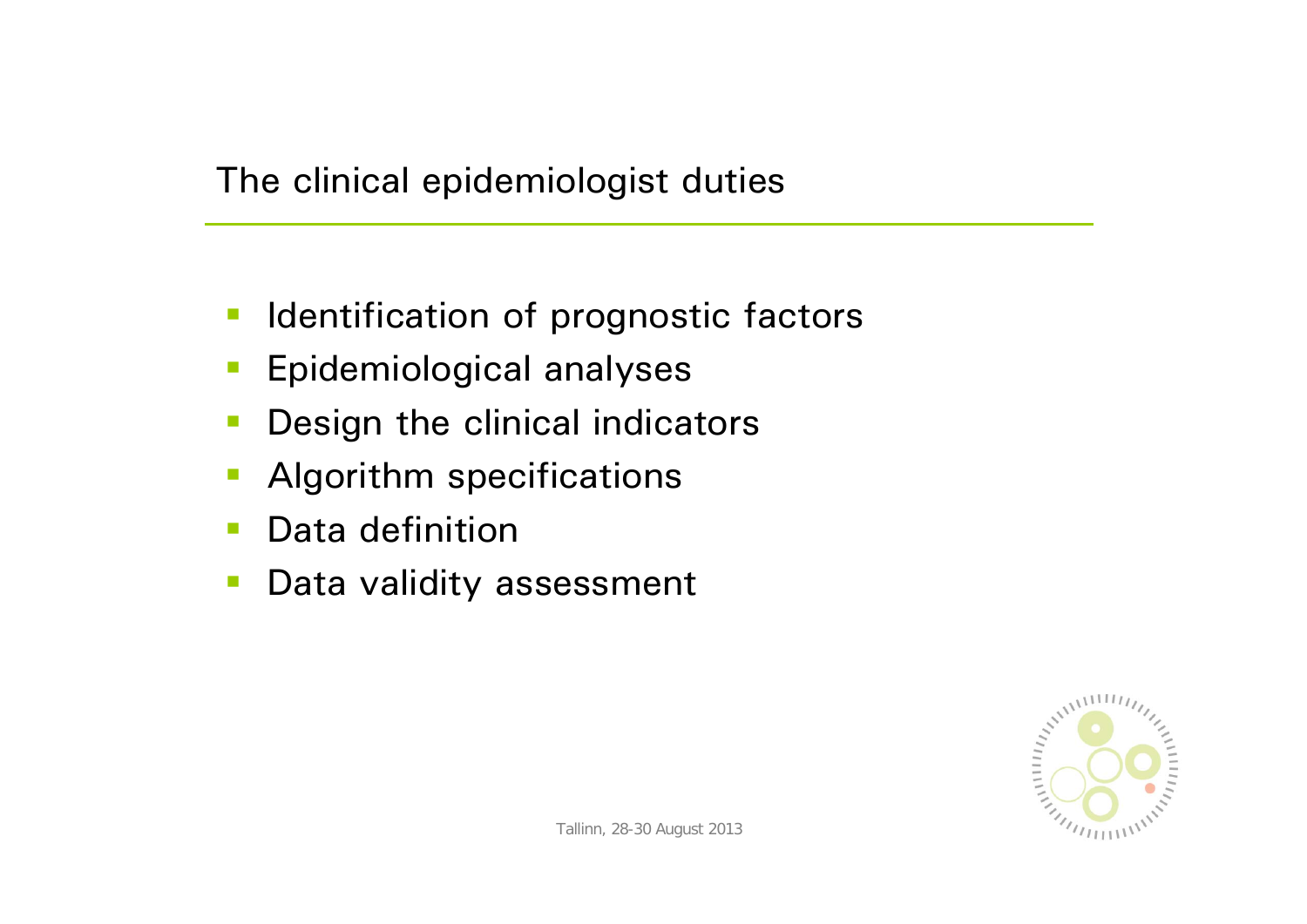## The clinical epidemiologist duties

- Identification of prognostic factors
- Epidemiological analyses
- Design the clinical indicators
- Algorithm specifications
- Data definition
- Data validity assessment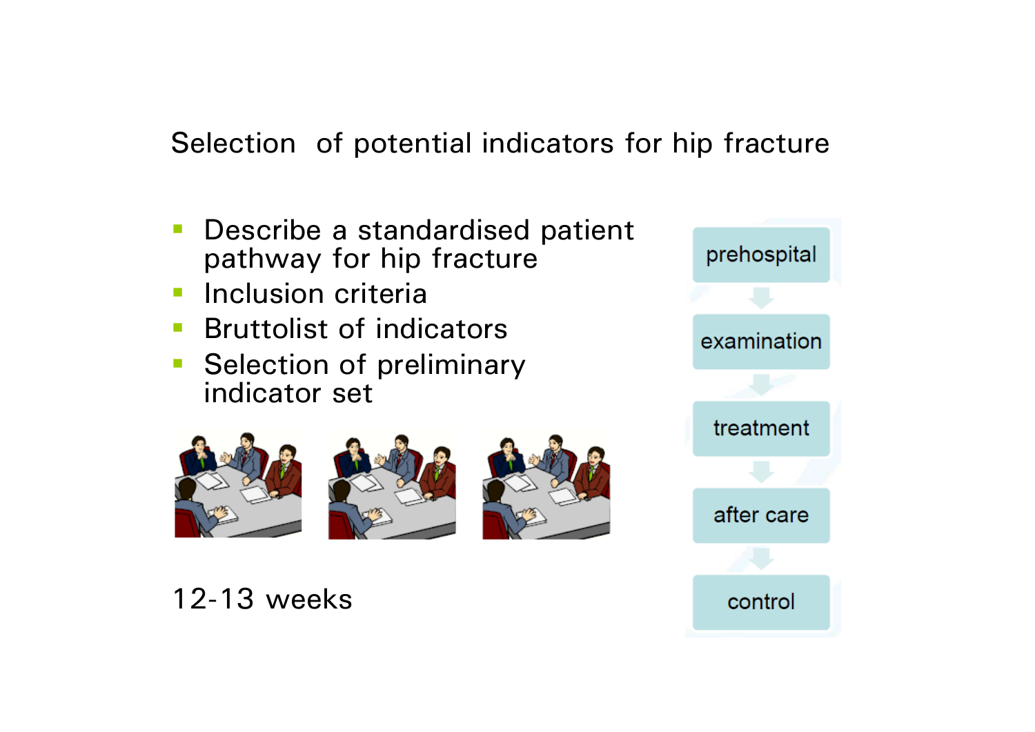## Selection of potential indicators for hip fracture

- Describe a standardised patient pathway for hip fracture
- Inclusion criteria
- Bruttolist of indicators
- Selection of preliminary indicator set

12-13 weeks

prehospital → examination → treatment → after care → control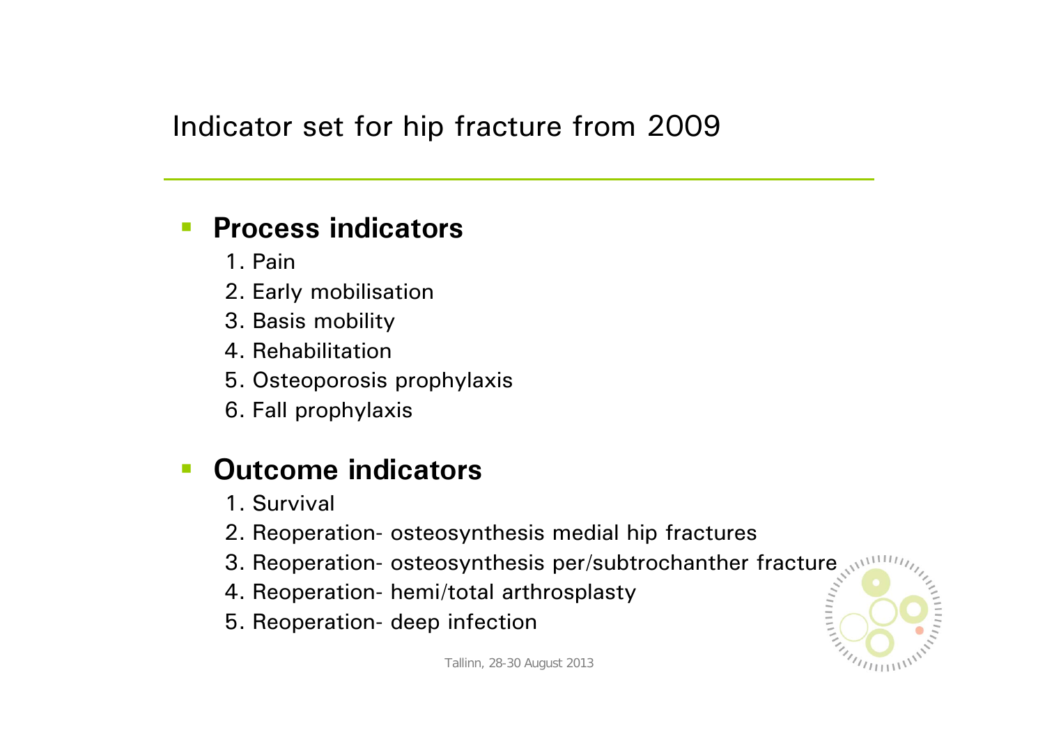# Indicator set for hip fracture from 2009

- **Process indicators**
  1. Pain
  2. Early mobilisation
  3. Basis mobility
  4. Rehabilitation
  5. Osteoporosis prophylaxis
  6. Fall prophylaxis

- **Outcome indicators**
  1. Survival
  2. Reoperation- osteosynthesis medial hip fractures
  3. Reoperation- osteosynthesis per/subtrochanther fracture
  4. Reoperation- hemi/total arthrosplasty
  5. Reoperation- deep infection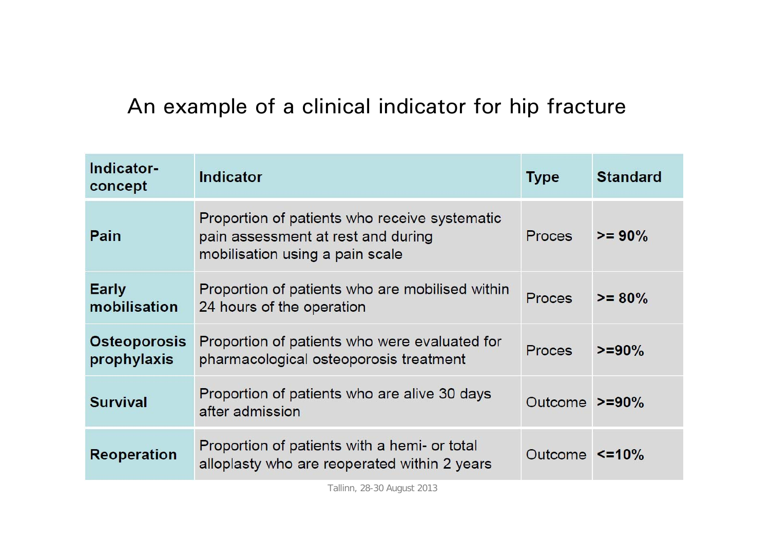# An example of a clinical indicator for hip fracture

| Indicator-concept | Indicator | Type | Standard |
|---|---|---|---|
| **Pain** | Proportion of patients who receive systematic pain assessment at rest and during mobilisation using a pain scale | Proces | **>= 90%** |
| **Early mobilisation** | Proportion of patients who are mobilised within 24 hours of the operation | Proces | **>= 80%** |
| **Osteoporosis prophylaxis** | Proportion of patients who were evaluated for pharmacological osteoporosis treatment | Proces | **>=90%** |
| **Survival** | Proportion of patients who are alive 30 days after admission | Outcome | **>=90%** |
| **Reoperation** | Proportion of patients with a hemi- or total alloplasty who are reoperated within 2 years | Outcome | **<=10%** |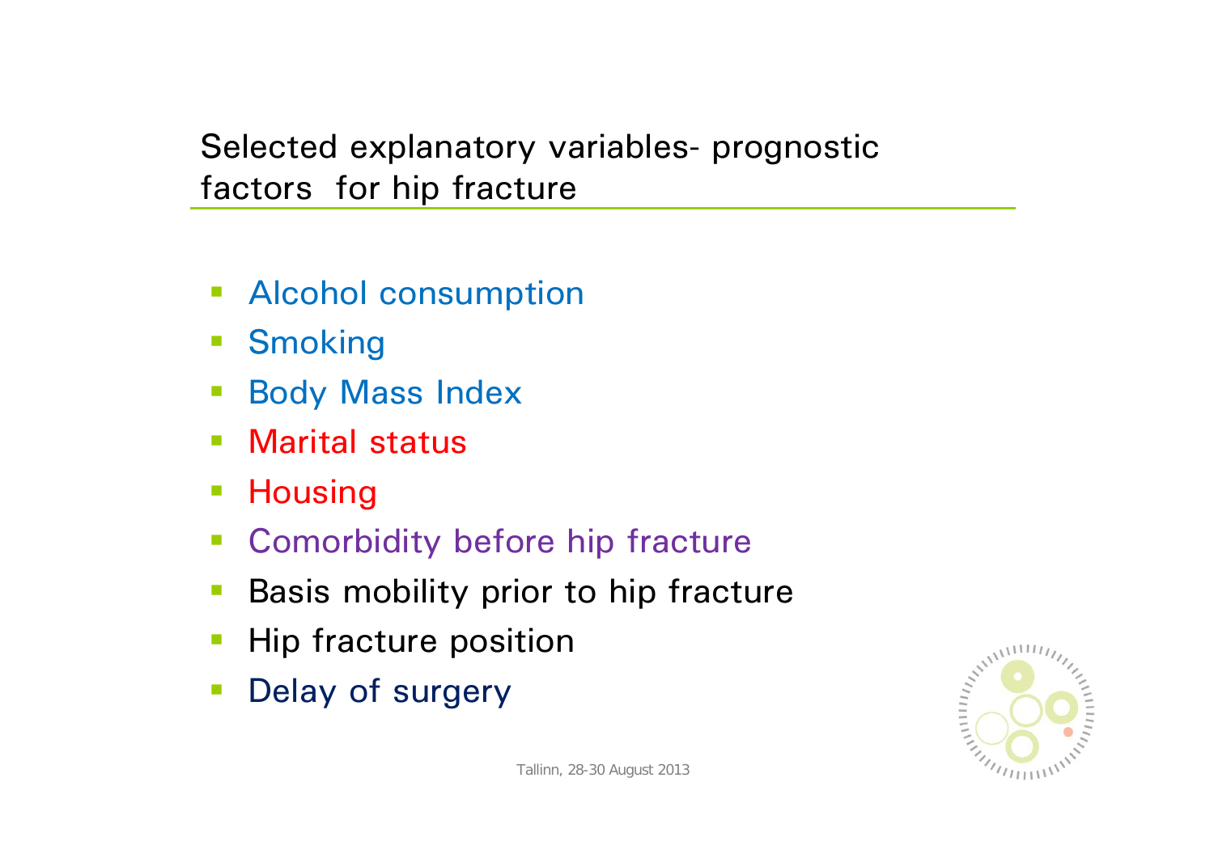## Selected explanatory variables- prognostic factors for hip fracture

- Alcohol consumption
- Smoking
- Body Mass Index
- Marital status
- Housing
- Comorbidity before hip fracture
- Basis mobility prior to hip fracture
- Hip fracture position
- Delay of surgery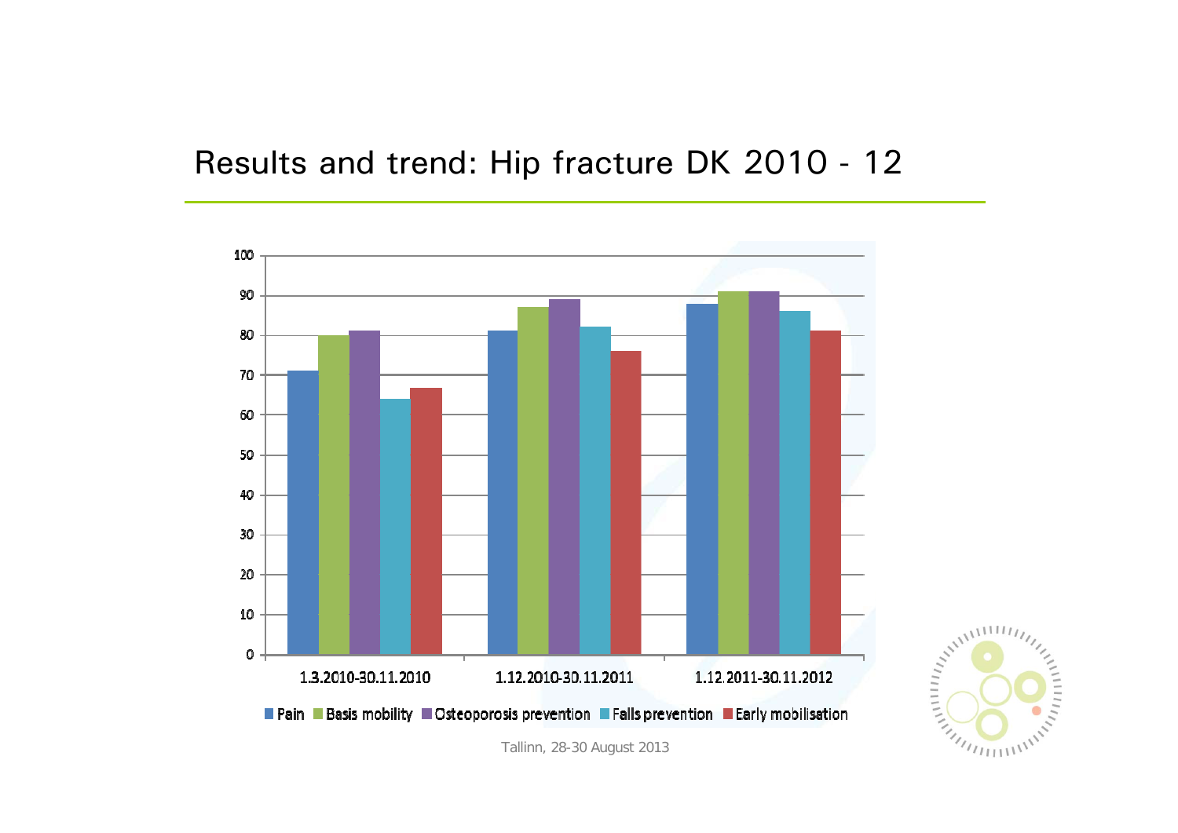# Results and trend: Hip fracture DK 2010 - 12

| | Pain | Basis mobility | Osteoporosis prevention | Falls prevention | Early mobilisation |
|---|---|---|---|---|---|
| 1.3.2010-30.11.2010 | 71 | 80 | 81 | 64 | 67 |
| 1.12.2010-30.11.2011 | 81 | 87 | 89 | 82 | 76 |
| 1.12.2011-30.11.2012 | 88 | 91 | 91 | 86 | 81 |

Tallinn, 28-30 August 2013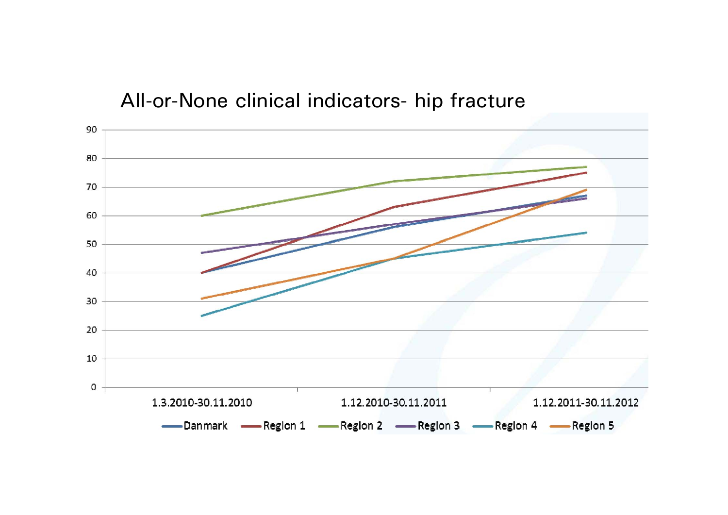## All-or-None clinical indicators- hip fracture

| | 1.3.2010-30.11.2010 | 1.12.2010-30.11.2011 | 1.12.2011-30.11.2012 |
|---|---|---|---|
| Danmark | 40 | 56 | 67 |
| Region 1 | 40 | 63 | 75 |
| Region 2 | 60 | 72 | 77 |
| Region 3 | 47 | 57 | 66 |
| Region 4 | 25 | 45 | 54 |
| Region 5 | 31 | 45 | 69 |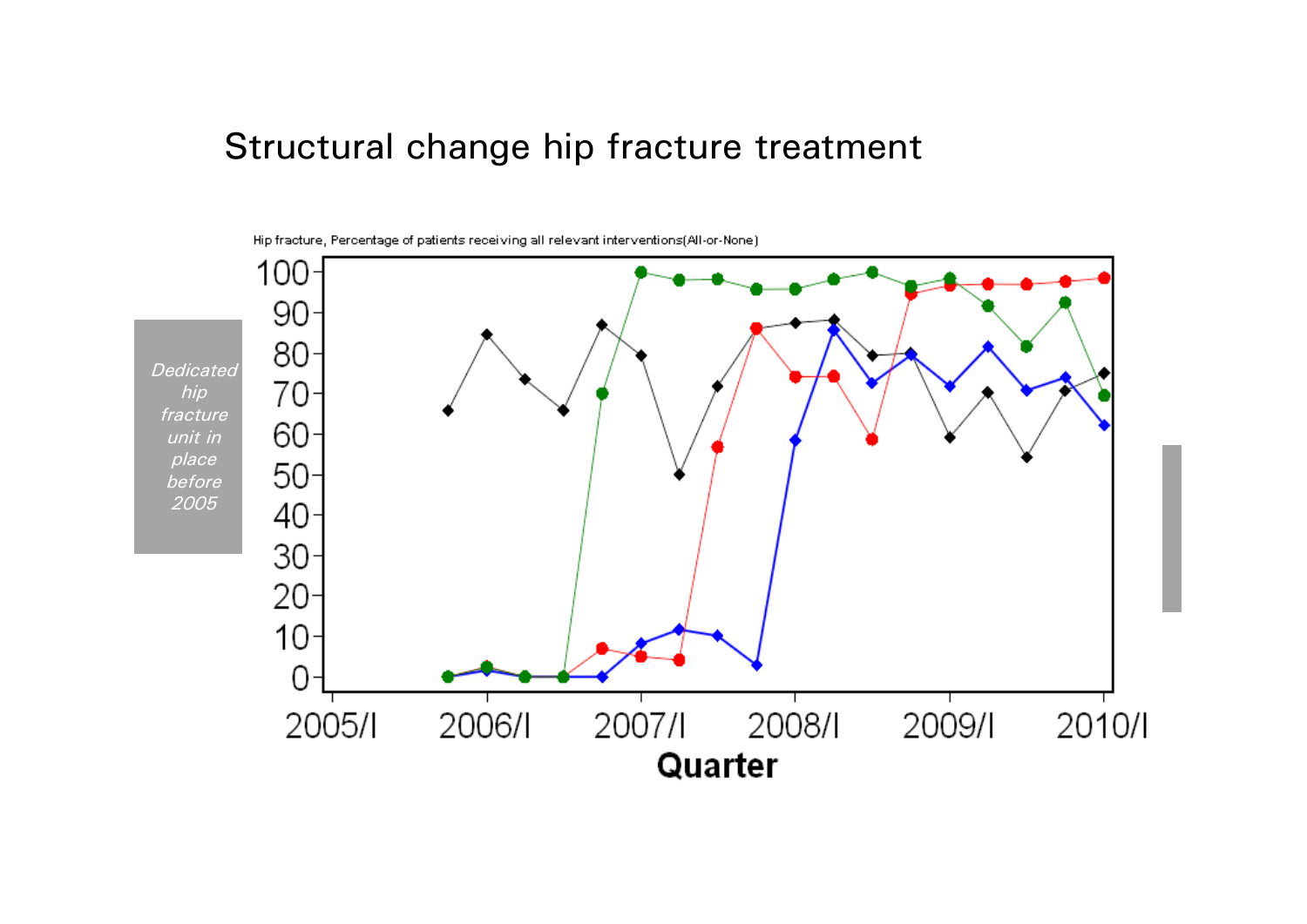# Structural change hip fracture treatment

Hip fracture, Percentage of patients receiving all relevant interventions(All-or-None)

*Dedicated hip fracture unit in place before 2005*

Quarter

2005/I 2006/I 2007/I 2008/I 2009/I 2010/I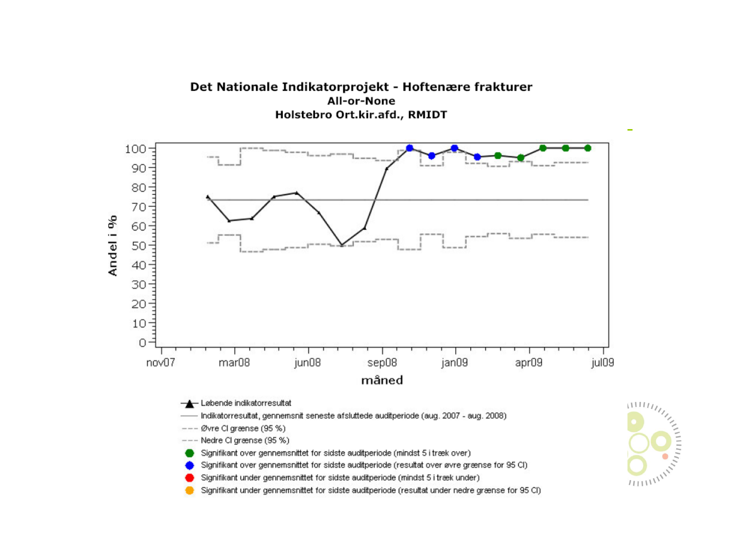**Det Nationale Indikatorprojekt - Hoftenære frakturer**

**All-or-None**

**Holstebro Ort.kir.afd., RMIDT**

Andel i %

100
90
80
70
60
50
40
30
20
10
0

nov07 mar08 jun08 sep08 jan09 apr09 jul09

**måned**

- Løbende indikatorresultat
- Indikatorresultat, gennemsnit seneste afsluttede auditperiode (aug. 2007 - aug. 2008)
- Øvre CI grænse (95 %)
- Nedre CI grænse (95 %)
- Signifikant over gennemsnittet for sidste auditperiode (mindst 5 i træk over)
- Signifikant over gennemsnittet for sidste auditperiode (resultat over øvre grænse for 95 CI)
- Signifikant under gennemsnittet for sidste auditperiode (mindst 5 i træk under)
- Signifikant under gennemsnittet for sidste auditperiode (resultat under nedre grænse for 95 CI)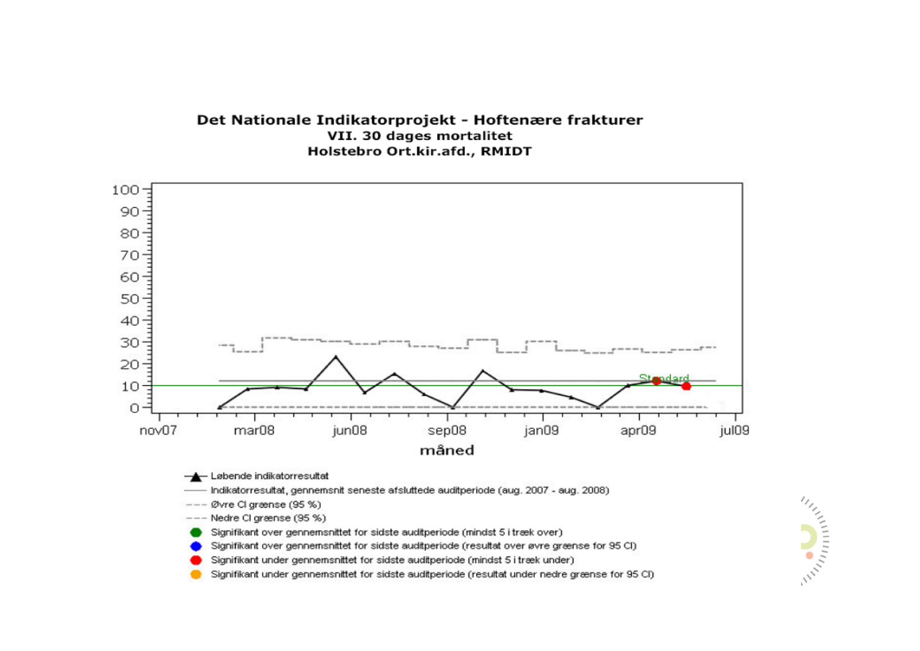**Det Nationale Indikatorprojekt - Hoftenære frakturer**
**VII. 30 dages mortalitet**
**Holstebro Ort.kir.afd., RMIDT**

100
90
80
70
60
50
40
30
20
10
0

Standard

nov07 mar08 jun08 sep08 jan09 apr09 jul09

**måned**

- Løbende indikatorresultat
- Indikatorresultat, gennemsnit seneste afsluttede auditperiode (aug. 2007 - aug. 2008)
- Øvre CI grænse (95 %)
- Nedre CI grænse (95 %)
- Signifikant over gennemsnittet for sidste auditperiode (mindst 5 i træk over)
- Signifikant over gennemsnittet for sidste auditperiode (resultat over øvre grænse for 95 CI)
- Signifikant under gennemsnittet for sidste auditperiode (mindst 5 i træk under)
- Signifikant under gennemsnittet for sidste auditperiode (resultat under nedre grænse for 95 CI)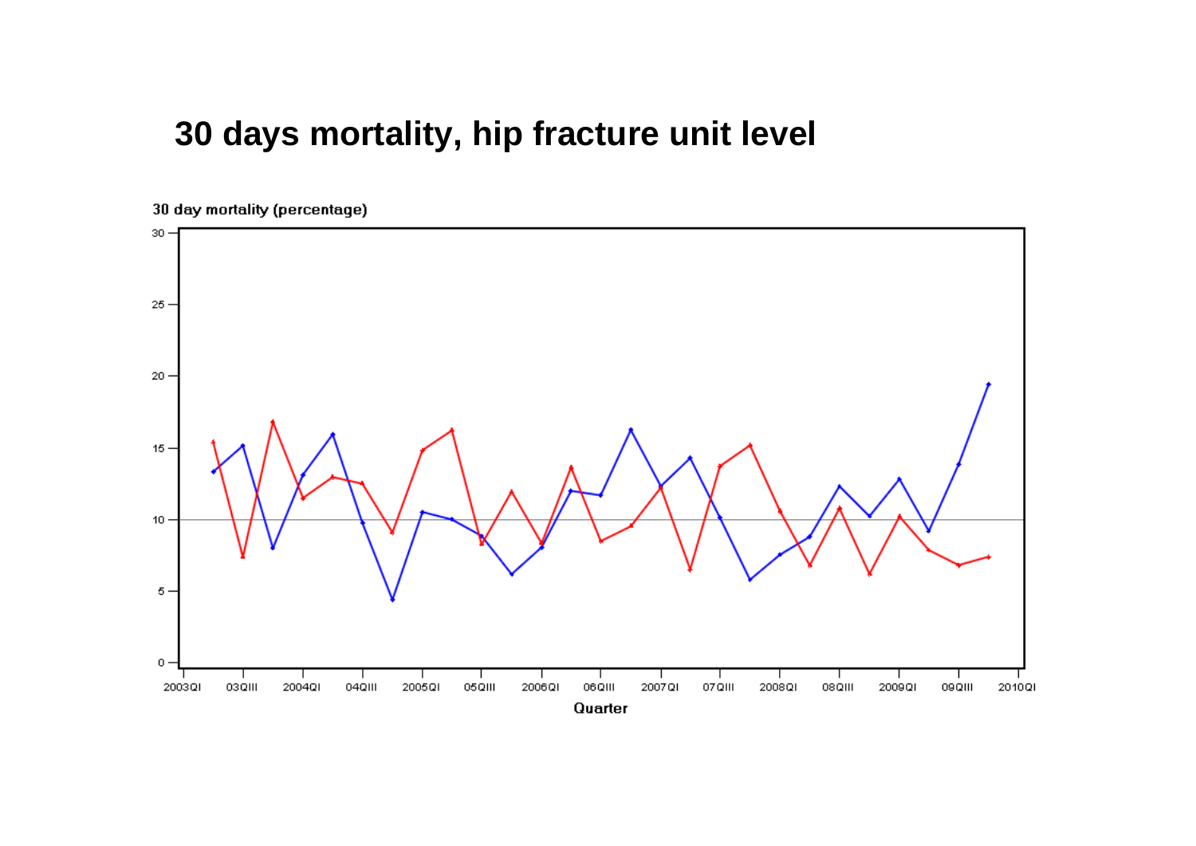# 30 days mortality, hip fracture unit level

30 day mortality (percentage)

30
25
20
15
10
5
0

2003QI 03QIII 2004QI 04QIII 2005QI 05QIII 2006QI 06QIII 2007QI 07QIII 2008QI 08QIII 2009QI 09QIII 2010QI

Quarter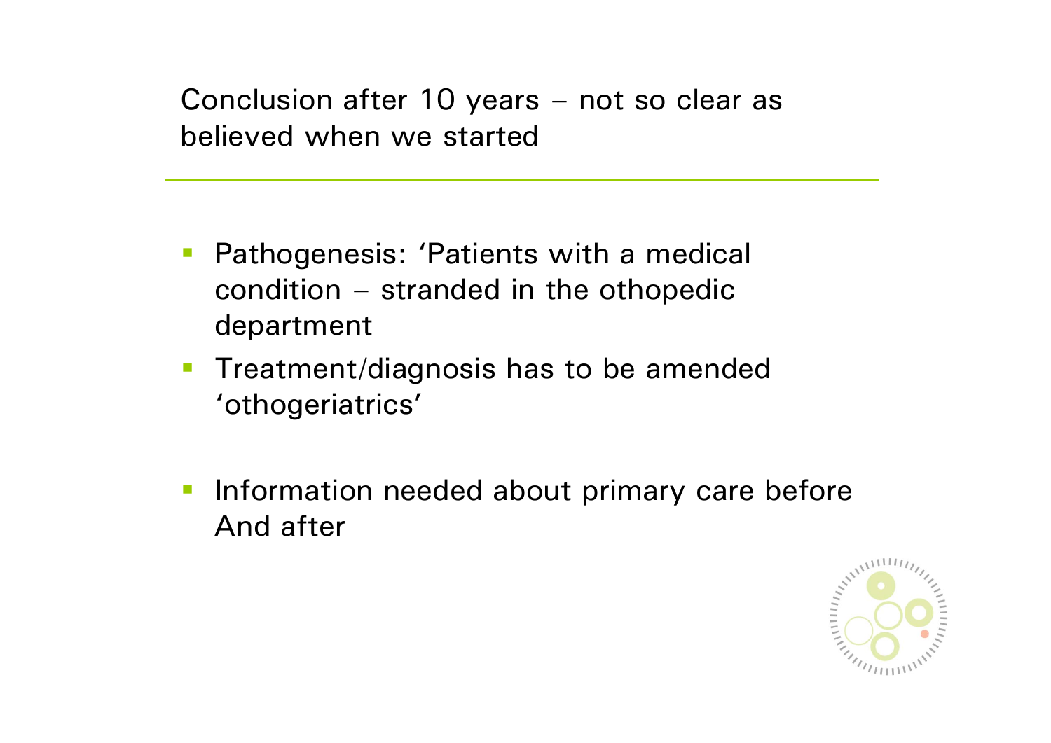# Conclusion after 10 years – not so clear as believed when we started

- Pathogenesis: 'Patients with a medical condition – stranded in the othopedic department
- Treatment/diagnosis has to be amended 'othogeriatrics'
- Information needed about primary care before And after